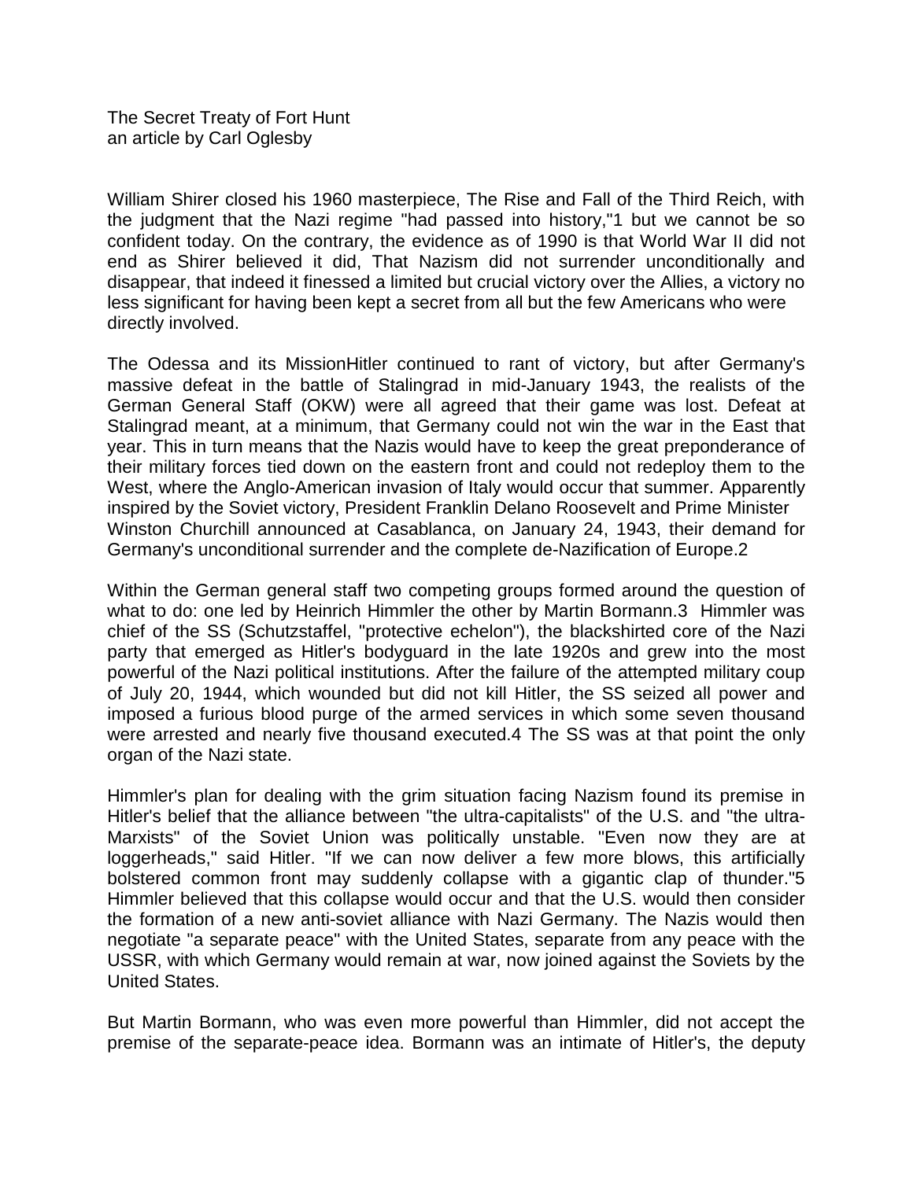The Secret Treaty of Fort Hunt
an article by Carl Oglesby

William Shirer closed his 1960 masterpiece, The Rise and Fall of the Third Reich, with the judgment that the Nazi regime "had passed into history,"[1] but we cannot be so confident today. On the contrary, the evidence as of 1990 is that World War II did not end as Shirer believed it did, That Nazism did not surrender unconditionally and disappear, that indeed it finessed a limited but crucial victory over the Allies, a victory no less significant for having been kept a secret from all but the few Americans who were directly involved.

The Odessa and its MissionHitler continued to rant of victory, but after Germany's massive defeat in the battle of Stalingrad in mid-January 1943, the realists of the German General Staff (OKW) were all agreed that their game was lost. Defeat at Stalingrad meant, at a minimum, that Germany could not win the war in the East that year. This in turn means that the Nazis would have to keep the great preponderance of their military forces tied down on the eastern front and could not redeploy them to the West, where the Anglo-American invasion of Italy would occur that summer. Apparently inspired by the Soviet victory, President Franklin Delano Roosevelt and Prime Minister Winston Churchill announced at Casablanca, on January 24, 1943, their demand for Germany's unconditional surrender and the complete de-Nazification of Europe.[2]

Within the German general staff two competing groups formed around the question of what to do: one led by Heinrich Himmler the other by Martin Bormann.[3] Himmler was chief of the SS (Schutzstaffel, "protective echelon"), the blackshirted core of the Nazi party that emerged as Hitler's bodyguard in the late 1920s and grew into the most powerful of the Nazi political institutions. After the failure of the attempted military coup of July 20, 1944, which wounded but did not kill Hitler, the SS seized all power and imposed a furious blood purge of the armed services in which some seven thousand were arrested and nearly five thousand executed.[4] The SS was at that point the only organ of the Nazi state.

Himmler's plan for dealing with the grim situation facing Nazism found its premise in Hitler's belief that the alliance between "the ultra-capitalists" of the U.S. and "the ultra-Marxists" of the Soviet Union was politically unstable. "Even now they are at loggerheads," said Hitler. "If we can now deliver a few more blows, this artificially bolstered common front may suddenly collapse with a gigantic clap of thunder."[5] Himmler believed that this collapse would occur and that the U.S. would then consider the formation of a new anti-soviet alliance with Nazi Germany. The Nazis would then negotiate "a separate peace" with the United States, separate from any peace with the USSR, with which Germany would remain at war, now joined against the Soviets by the United States.

But Martin Bormann, who was even more powerful than Himmler, did not accept the premise of the separate-peace idea. Bormann was an intimate of Hitler's, the deputy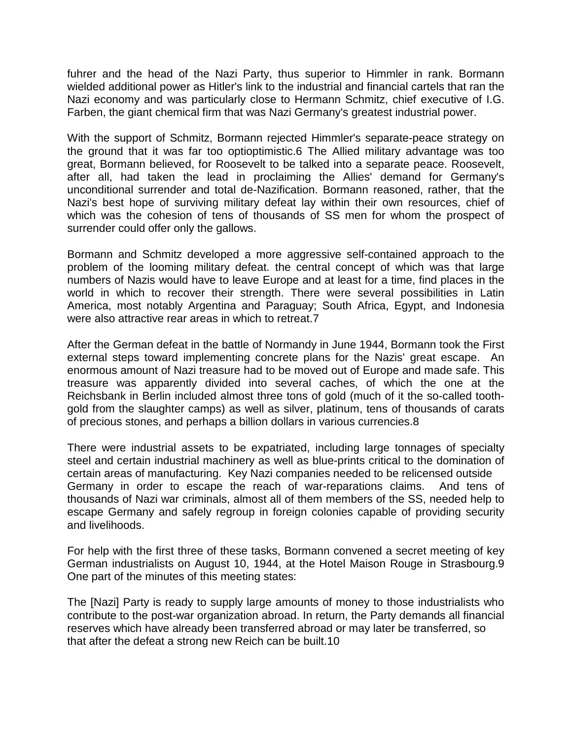fuhrer and the head of the Nazi Party, thus superior to Himmler in rank. Bormann wielded additional power as Hitler's link to the industrial and financial cartels that ran the Nazi economy and was particularly close to Hermann Schmitz, chief executive of I.G. Farben, the giant chemical firm that was Nazi Germany's greatest industrial power.

With the support of Schmitz, Bormann rejected Himmler's separate-peace strategy on the ground that it was far too optioptimistic.6 The Allied military advantage was too great, Bormann believed, for Roosevelt to be talked into a separate peace. Roosevelt, after all, had taken the lead in proclaiming the Allies' demand for Germany's unconditional surrender and total de-Nazification. Bormann reasoned, rather, that the Nazi's best hope of surviving military defeat lay within their own resources, chief of which was the cohesion of tens of thousands of SS men for whom the prospect of surrender could offer only the gallows.

Bormann and Schmitz developed a more aggressive self-contained approach to the problem of the looming military defeat. the central concept of which was that large numbers of Nazis would have to leave Europe and at least for a time, find places in the world in which to recover their strength. There were several possibilities in Latin America, most notably Argentina and Paraguay; South Africa, Egypt, and Indonesia were also attractive rear areas in which to retreat.7

After the German defeat in the battle of Normandy in June 1944, Bormann took the First external steps toward implementing concrete plans for the Nazis' great escape. An enormous amount of Nazi treasure had to be moved out of Europe and made safe. This treasure was apparently divided into several caches, of which the one at the Reichsbank in Berlin included almost three tons of gold (much of it the so-called tooth-gold from the slaughter camps) as well as silver, platinum, tens of thousands of carats of precious stones, and perhaps a billion dollars in various currencies.8

There were industrial assets to be expatriated, including large tonnages of specialty steel and certain industrial machinery as well as blue-prints critical to the domination of certain areas of manufacturing. Key Nazi companies needed to be relicensed outside Germany in order to escape the reach of war-reparations claims. And tens of thousands of Nazi war criminals, almost all of them members of the SS, needed help to escape Germany and safely regroup in foreign colonies capable of providing security and livelihoods.

For help with the first three of these tasks, Bormann convened a secret meeting of key German industrialists on August 10, 1944, at the Hotel Maison Rouge in Strasbourg.9 One part of the minutes of this meeting states:

The [Nazi] Party is ready to supply large amounts of money to those industrialists who contribute to the post-war organization abroad. In return, the Party demands all financial reserves which have already been transferred abroad or may later be transferred, so that after the defeat a strong new Reich can be built.10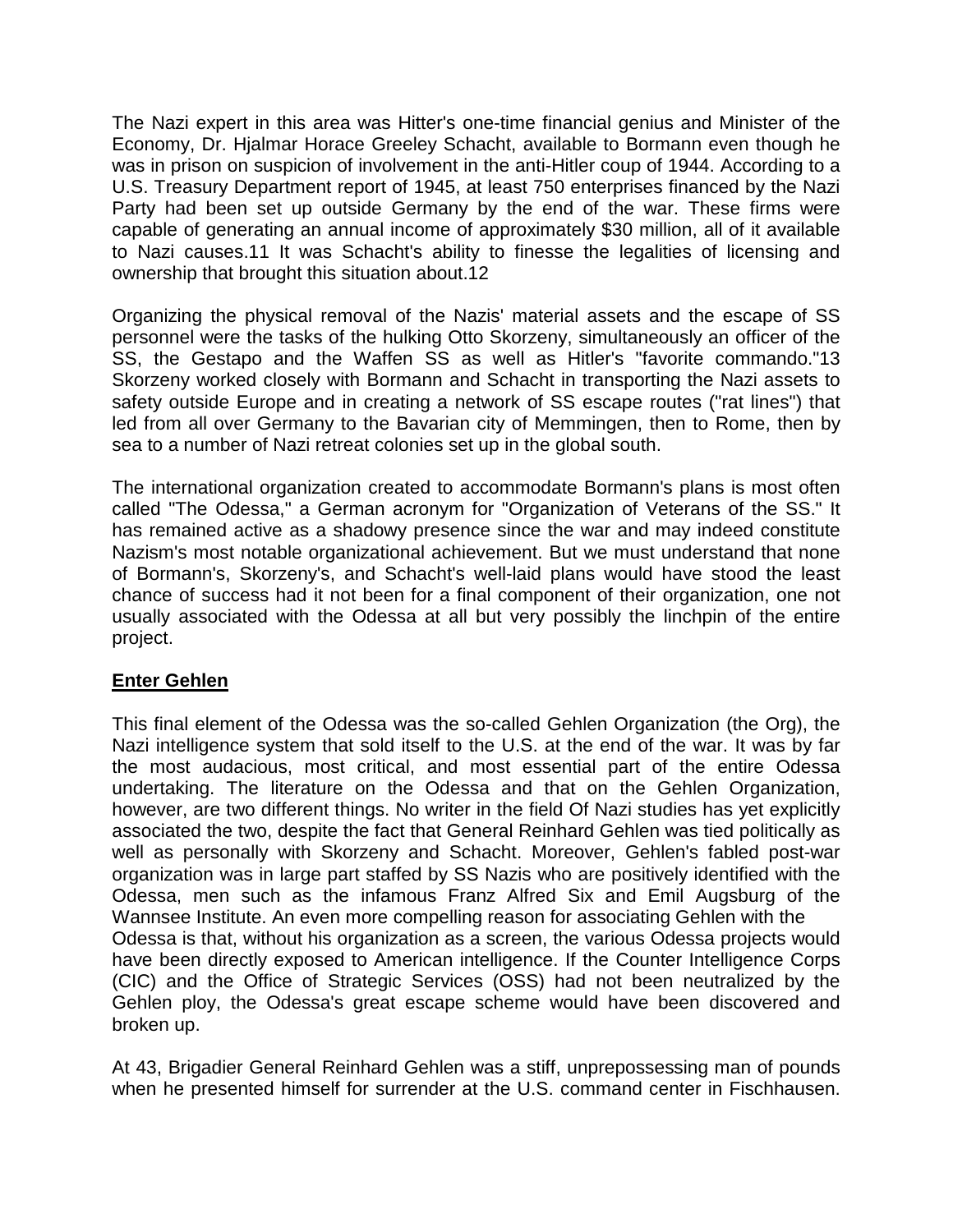The Nazi expert in this area was Hitter's one-time financial genius and Minister of the Economy, Dr. Hjalmar Horace Greeley Schacht, available to Bormann even though he was in prison on suspicion of involvement in the anti-Hitler coup of 1944. According to a U.S. Treasury Department report of 1945, at least 750 enterprises financed by the Nazi Party had been set up outside Germany by the end of the war. These firms were capable of generating an annual income of approximately $30 million, all of it available to Nazi causes.11 It was Schacht's ability to finesse the legalities of licensing and ownership that brought this situation about.12

Organizing the physical removal of the Nazis' material assets and the escape of SS personnel were the tasks of the hulking Otto Skorzeny, simultaneously an officer of the SS, the Gestapo and the Waffen SS as well as Hitler's "favorite commando."13 Skorzeny worked closely with Bormann and Schacht in transporting the Nazi assets to safety outside Europe and in creating a network of SS escape routes ("rat lines") that led from all over Germany to the Bavarian city of Memmingen, then to Rome, then by sea to a number of Nazi retreat colonies set up in the global south.

The international organization created to accommodate Bormann's plans is most often called "The Odessa," a German acronym for "Organization of Veterans of the SS." It has remained active as a shadowy presence since the war and may indeed constitute Nazism's most notable organizational achievement. But we must understand that none of Bormann's, Skorzeny's, and Schacht's well-laid plans would have stood the least chance of success had it not been for a final component of their organization, one not usually associated with the Odessa at all but very possibly the linchpin of the entire project.

**Enter Gehlen**

This final element of the Odessa was the so-called Gehlen Organization (the Org), the Nazi intelligence system that sold itself to the U.S. at the end of the war. It was by far the most audacious, most critical, and most essential part of the entire Odessa undertaking. The literature on the Odessa and that on the Gehlen Organization, however, are two different things. No writer in the field Of Nazi studies has yet explicitly associated the two, despite the fact that General Reinhard Gehlen was tied politically as well as personally with Skorzeny and Schacht. Moreover, Gehlen's fabled post-war organization was in large part staffed by SS Nazis who are positively identified with the Odessa, men such as the infamous Franz Alfred Six and Emil Augsburg of the Wannsee Institute. An even more compelling reason for associating Gehlen with the Odessa is that, without his organization as a screen, the various Odessa projects would have been directly exposed to American intelligence. If the Counter Intelligence Corps (CIC) and the Office of Strategic Services (OSS) had not been neutralized by the Gehlen ploy, the Odessa's great escape scheme would have been discovered and broken up.

At 43, Brigadier General Reinhard Gehlen was a stiff, unprepossessing man of pounds when he presented himself for surrender at the U.S. command center in Fischhausen.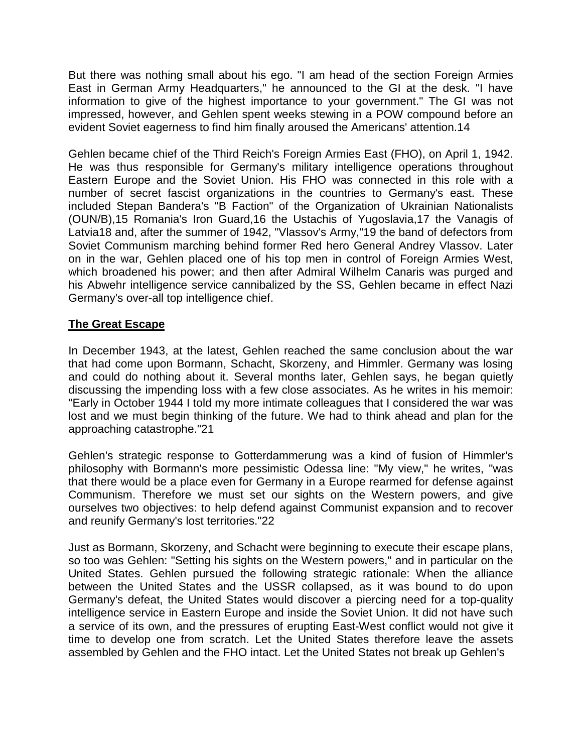But there was nothing small about his ego. "I am head of the section Foreign Armies East in German Army Headquarters," he announced to the GI at the desk. "I have information to give of the highest importance to your government." The GI was not impressed, however, and Gehlen spent weeks stewing in a POW compound before an evident Soviet eagerness to find him finally aroused the Americans' attention.14

Gehlen became chief of the Third Reich's Foreign Armies East (FHO), on April 1, 1942. He was thus responsible for Germany's military intelligence operations throughout Eastern Europe and the Soviet Union. His FHO was connected in this role with a number of secret fascist organizations in the countries to Germany's east. These included Stepan Bandera's "B Faction" of the Organization of Ukrainian Nationalists (OUN/B),15 Romania's Iron Guard,16 the Ustachis of Yugoslavia,17 the Vanagis of Latvia18 and, after the summer of 1942, "Vlassov's Army,"19 the band of defectors from Soviet Communism marching behind former Red hero General Andrey Vlassov. Later on in the war, Gehlen placed one of his top men in control of Foreign Armies West, which broadened his power; and then after Admiral Wilhelm Canaris was purged and his Abwehr intelligence service cannibalized by the SS, Gehlen became in effect Nazi Germany's over-all top intelligence chief.

## The Great Escape

In December 1943, at the latest, Gehlen reached the same conclusion about the war that had come upon Bormann, Schacht, Skorzeny, and Himmler. Germany was losing and could do nothing about it. Several months later, Gehlen says, he began quietly discussing the impending loss with a few close associates. As he writes in his memoir: "Early in October 1944 I told my more intimate colleagues that I considered the war was lost and we must begin thinking of the future. We had to think ahead and plan for the approaching catastrophe."21

Gehlen's strategic response to Gotterdammerung was a kind of fusion of Himmler's philosophy with Bormann's more pessimistic Odessa line: "My view," he writes, "was that there would be a place even for Germany in a Europe rearmed for defense against Communism. Therefore we must set our sights on the Western powers, and give ourselves two objectives: to help defend against Communist expansion and to recover and reunify Germany's lost territories."22

Just as Bormann, Skorzeny, and Schacht were beginning to execute their escape plans, so too was Gehlen: "Setting his sights on the Western powers," and in particular on the United States. Gehlen pursued the following strategic rationale: When the alliance between the United States and the USSR collapsed, as it was bound to do upon Germany's defeat, the United States would discover a piercing need for a top-quality intelligence service in Eastern Europe and inside the Soviet Union. It did not have such a service of its own, and the pressures of erupting East-West conflict would not give it time to develop one from scratch. Let the United States therefore leave the assets assembled by Gehlen and the FHO intact. Let the United States not break up Gehlen's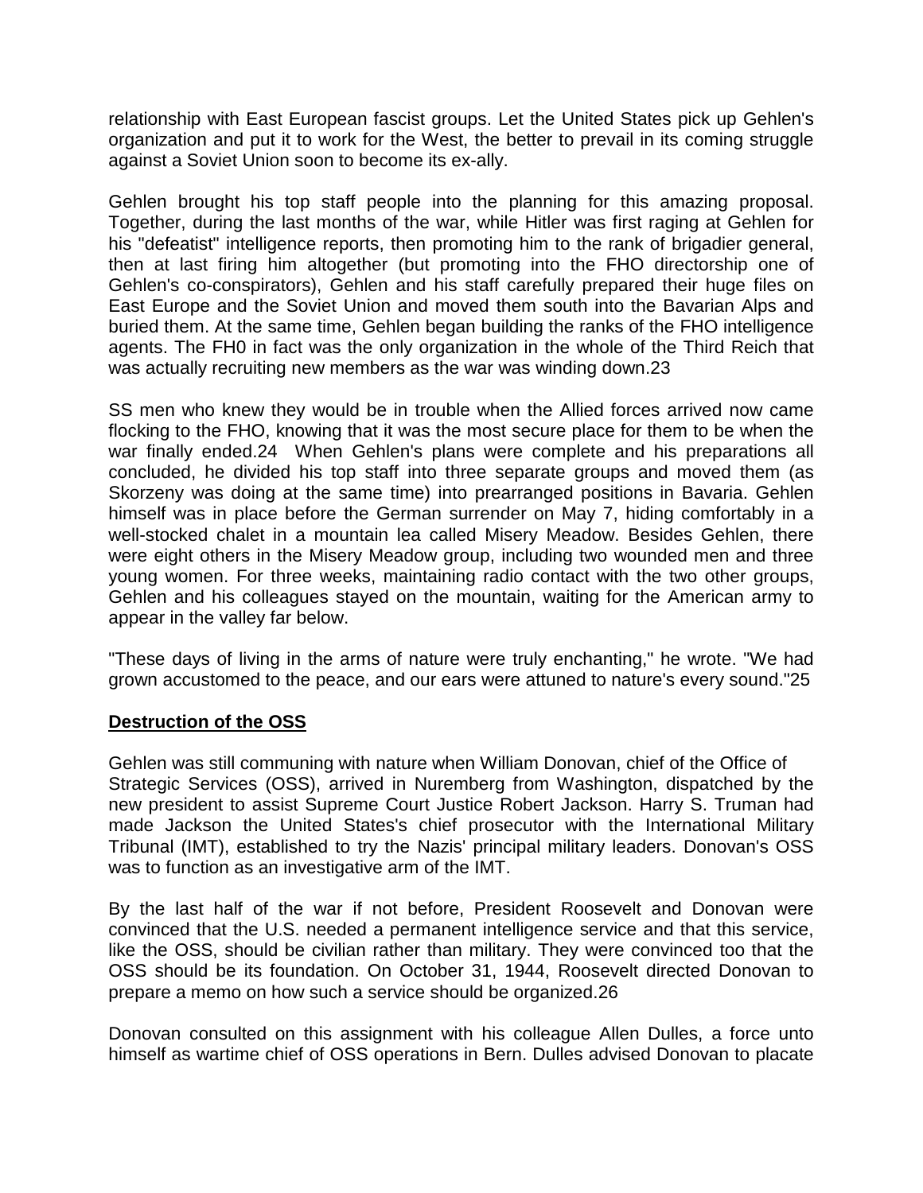relationship with East European fascist groups. Let the United States pick up Gehlen's organization and put it to work for the West, the better to prevail in its coming struggle against a Soviet Union soon to become its ex-ally.

Gehlen brought his top staff people into the planning for this amazing proposal. Together, during the last months of the war, while Hitler was first raging at Gehlen for his "defeatist" intelligence reports, then promoting him to the rank of brigadier general, then at last firing him altogether (but promoting into the FHO directorship one of Gehlen's co-conspirators), Gehlen and his staff carefully prepared their huge files on East Europe and the Soviet Union and moved them south into the Bavarian Alps and buried them. At the same time, Gehlen began building the ranks of the FHO intelligence agents. The FH0 in fact was the only organization in the whole of the Third Reich that was actually recruiting new members as the war was winding down.23

SS men who knew they would be in trouble when the Allied forces arrived now came flocking to the FHO, knowing that it was the most secure place for them to be when the war finally ended.24 When Gehlen's plans were complete and his preparations all concluded, he divided his top staff into three separate groups and moved them (as Skorzeny was doing at the same time) into prearranged positions in Bavaria. Gehlen himself was in place before the German surrender on May 7, hiding comfortably in a well-stocked chalet in a mountain lea called Misery Meadow. Besides Gehlen, there were eight others in the Misery Meadow group, including two wounded men and three young women. For three weeks, maintaining radio contact with the two other groups, Gehlen and his colleagues stayed on the mountain, waiting for the American army to appear in the valley far below.

"These days of living in the arms of nature were truly enchanting," he wrote. "We had grown accustomed to the peace, and our ears were attuned to nature's every sound."25

## Destruction of the OSS

Gehlen was still communing with nature when William Donovan, chief of the Office of Strategic Services (OSS), arrived in Nuremberg from Washington, dispatched by the new president to assist Supreme Court Justice Robert Jackson. Harry S. Truman had made Jackson the United States's chief prosecutor with the International Military Tribunal (IMT), established to try the Nazis' principal military leaders. Donovan's OSS was to function as an investigative arm of the IMT.

By the last half of the war if not before, President Roosevelt and Donovan were convinced that the U.S. needed a permanent intelligence service and that this service, like the OSS, should be civilian rather than military. They were convinced too that the OSS should be its foundation. On October 31, 1944, Roosevelt directed Donovan to prepare a memo on how such a service should be organized.26

Donovan consulted on this assignment with his colleague Allen Dulles, a force unto himself as wartime chief of OSS operations in Bern. Dulles advised Donovan to placate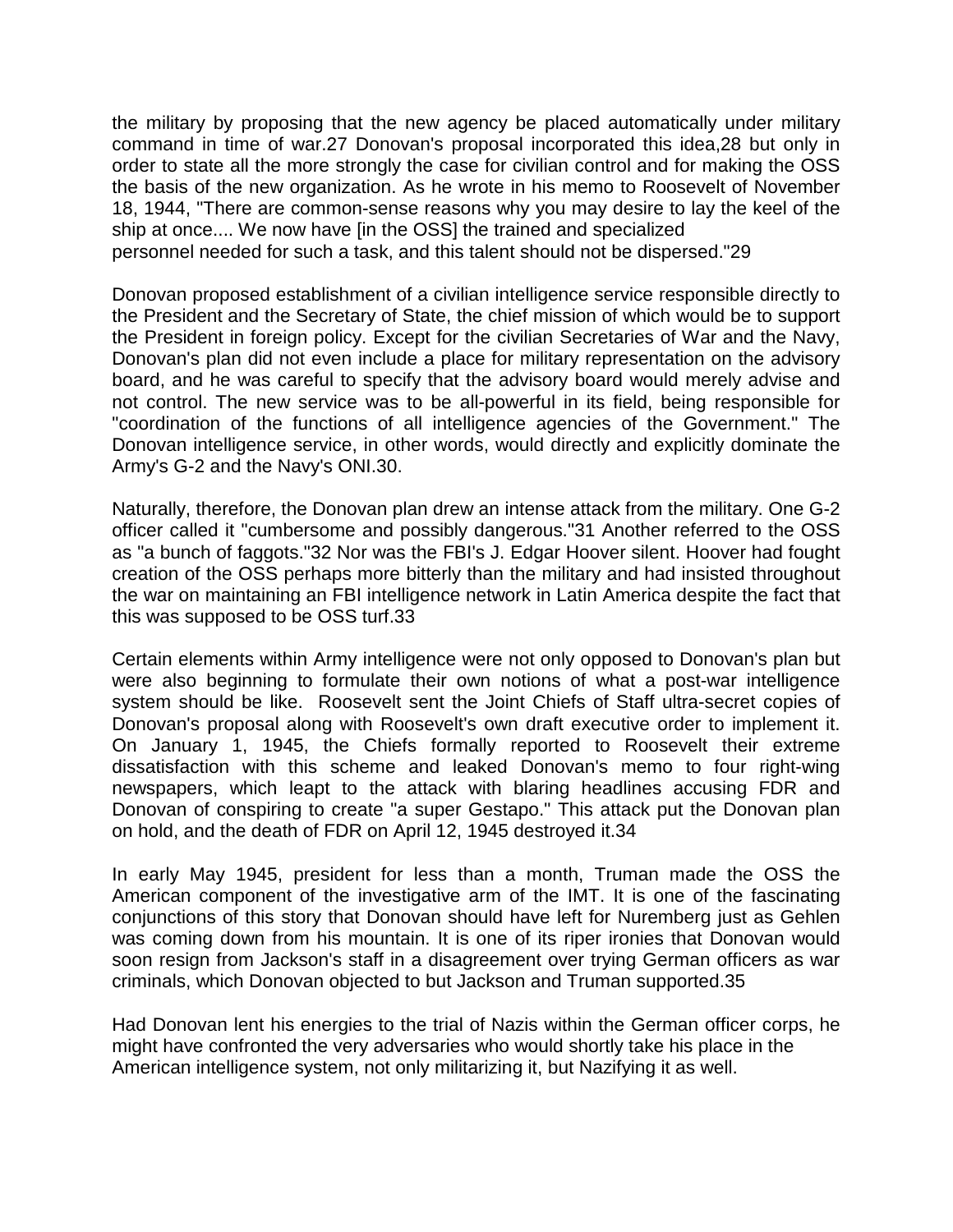the military by proposing that the new agency be placed automatically under military command in time of war.27 Donovan's proposal incorporated this idea,28 but only in order to state all the more strongly the case for civilian control and for making the OSS the basis of the new organization. As he wrote in his memo to Roosevelt of November 18, 1944, "There are common-sense reasons why you may desire to lay the keel of the ship at once.... We now have [in the OSS] the trained and specialized personnel needed for such a task, and this talent should not be dispersed."29

Donovan proposed establishment of a civilian intelligence service responsible directly to the President and the Secretary of State, the chief mission of which would be to support the President in foreign policy. Except for the civilian Secretaries of War and the Navy, Donovan's plan did not even include a place for military representation on the advisory board, and he was careful to specify that the advisory board would merely advise and not control. The new service was to be all-powerful in its field, being responsible for "coordination of the functions of all intelligence agencies of the Government." The Donovan intelligence service, in other words, would directly and explicitly dominate the Army's G-2 and the Navy's ONI.30.

Naturally, therefore, the Donovan plan drew an intense attack from the military. One G-2 officer called it "cumbersome and possibly dangerous."31 Another referred to the OSS as "a bunch of faggots."32 Nor was the FBI's J. Edgar Hoover silent. Hoover had fought creation of the OSS perhaps more bitterly than the military and had insisted throughout the war on maintaining an FBI intelligence network in Latin America despite the fact that this was supposed to be OSS turf.33

Certain elements within Army intelligence were not only opposed to Donovan's plan but were also beginning to formulate their own notions of what a post-war intelligence system should be like. Roosevelt sent the Joint Chiefs of Staff ultra-secret copies of Donovan's proposal along with Roosevelt's own draft executive order to implement it. On January 1, 1945, the Chiefs formally reported to Roosevelt their extreme dissatisfaction with this scheme and leaked Donovan's memo to four right-wing newspapers, which leapt to the attack with blaring headlines accusing FDR and Donovan of conspiring to create "a super Gestapo." This attack put the Donovan plan on hold, and the death of FDR on April 12, 1945 destroyed it.34

In early May 1945, president for less than a month, Truman made the OSS the American component of the investigative arm of the IMT. It is one of the fascinating conjunctions of this story that Donovan should have left for Nuremberg just as Gehlen was coming down from his mountain. It is one of its riper ironies that Donovan would soon resign from Jackson's staff in a disagreement over trying German officers as war criminals, which Donovan objected to but Jackson and Truman supported.35

Had Donovan lent his energies to the trial of Nazis within the German officer corps, he might have confronted the very adversaries who would shortly take his place in the American intelligence system, not only militarizing it, but Nazifying it as well.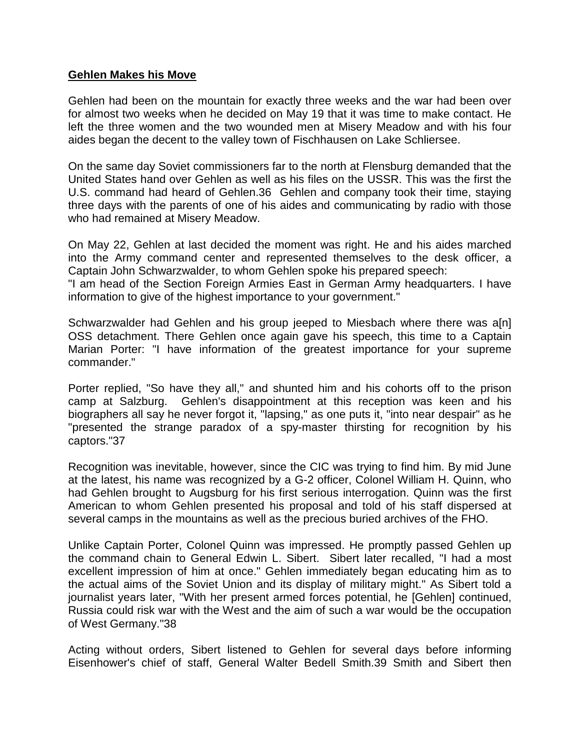## **Gehlen Makes his Move**

Gehlen had been on the mountain for exactly three weeks and the war had been over for almost two weeks when he decided on May 19 that it was time to make contact. He left the three women and the two wounded men at Misery Meadow and with his four aides began the decent to the valley town of Fischhausen on Lake Schliersee.

On the same day Soviet commissioners far to the north at Flensburg demanded that the United States hand over Gehlen as well as his files on the USSR. This was the first the U.S. command had heard of Gehlen.36 Gehlen and company took their time, staying three days with the parents of one of his aides and communicating by radio with those who had remained at Misery Meadow.

On May 22, Gehlen at last decided the moment was right. He and his aides marched into the Army command center and represented themselves to the desk officer, a Captain John Schwarzwalder, to whom Gehlen spoke his prepared speech: "I am head of the Section Foreign Armies East in German Army headquarters. I have information to give of the highest importance to your government."

Schwarzwalder had Gehlen and his group jeeped to Miesbach where there was a[n] OSS detachment. There Gehlen once again gave his speech, this time to a Captain Marian Porter: "I have information of the greatest importance for your supreme commander."

Porter replied, "So have they all," and shunted him and his cohorts off to the prison camp at Salzburg. Gehlen's disappointment at this reception was keen and his biographers all say he never forgot it, "lapsing," as one puts it, "into near despair" as he "presented the strange paradox of a spy-master thirsting for recognition by his captors."37

Recognition was inevitable, however, since the CIC was trying to find him. By mid June at the latest, his name was recognized by a G-2 officer, Colonel William H. Quinn, who had Gehlen brought to Augsburg for his first serious interrogation. Quinn was the first American to whom Gehlen presented his proposal and told of his staff dispersed at several camps in the mountains as well as the precious buried archives of the FHO.

Unlike Captain Porter, Colonel Quinn was impressed. He promptly passed Gehlen up the command chain to General Edwin L. Sibert. Sibert later recalled, "I had a most excellent impression of him at once." Gehlen immediately began educating him as to the actual aims of the Soviet Union and its display of military might." As Sibert told a journalist years later, "With her present armed forces potential, he [Gehlen] continued, Russia could risk war with the West and the aim of such a war would be the occupation of West Germany."38

Acting without orders, Sibert listened to Gehlen for several days before informing Eisenhower's chief of staff, General Walter Bedell Smith.39 Smith and Sibert then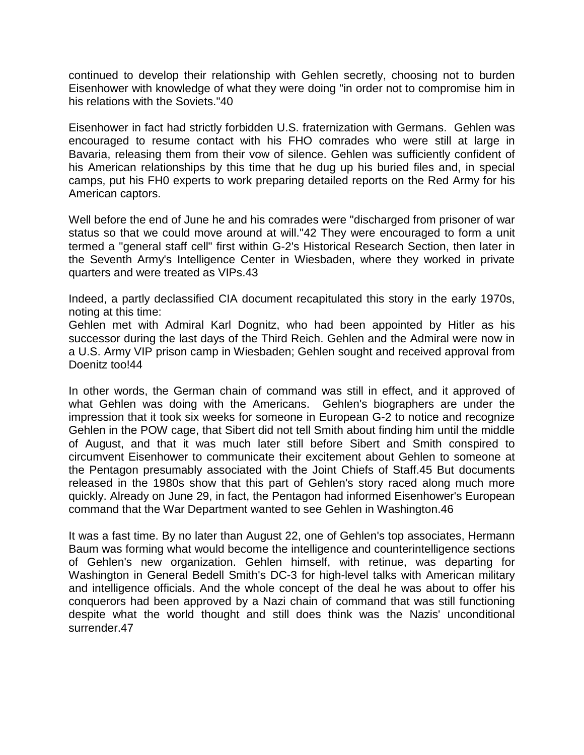continued to develop their relationship with Gehlen secretly, choosing not to burden Eisenhower with knowledge of what they were doing "in order not to compromise him in his relations with the Soviets."40

Eisenhower in fact had strictly forbidden U.S. fraternization with Germans. Gehlen was encouraged to resume contact with his FHO comrades who were still at large in Bavaria, releasing them from their vow of silence. Gehlen was sufficiently confident of his American relationships by this time that he dug up his buried files and, in special camps, put his FH0 experts to work preparing detailed reports on the Red Army for his American captors.

Well before the end of June he and his comrades were "discharged from prisoner of war status so that we could move around at will."42 They were encouraged to form a unit termed a "general staff cell" first within G-2's Historical Research Section, then later in the Seventh Army's Intelligence Center in Wiesbaden, where they worked in private quarters and were treated as VIPs.43

Indeed, a partly declassified CIA document recapitulated this story in the early 1970s, noting at this time:

Gehlen met with Admiral Karl Dognitz, who had been appointed by Hitler as his successor during the last days of the Third Reich. Gehlen and the Admiral were now in a U.S. Army VIP prison camp in Wiesbaden; Gehlen sought and received approval from Doenitz too!44

In other words, the German chain of command was still in effect, and it approved of what Gehlen was doing with the Americans. Gehlen's biographers are under the impression that it took six weeks for someone in European G-2 to notice and recognize Gehlen in the POW cage, that Sibert did not tell Smith about finding him until the middle of August, and that it was much later still before Sibert and Smith conspired to circumvent Eisenhower to communicate their excitement about Gehlen to someone at the Pentagon presumably associated with the Joint Chiefs of Staff.45 But documents released in the 1980s show that this part of Gehlen's story raced along much more quickly. Already on June 29, in fact, the Pentagon had informed Eisenhower's European command that the War Department wanted to see Gehlen in Washington.46

It was a fast time. By no later than August 22, one of Gehlen's top associates, Hermann Baum was forming what would become the intelligence and counterintelligence sections of Gehlen's new organization. Gehlen himself, with retinue, was departing for Washington in General Bedell Smith's DC-3 for high-level talks with American military and intelligence officials. And the whole concept of the deal he was about to offer his conquerors had been approved by a Nazi chain of command that was still functioning despite what the world thought and still does think was the Nazis' unconditional surrender.47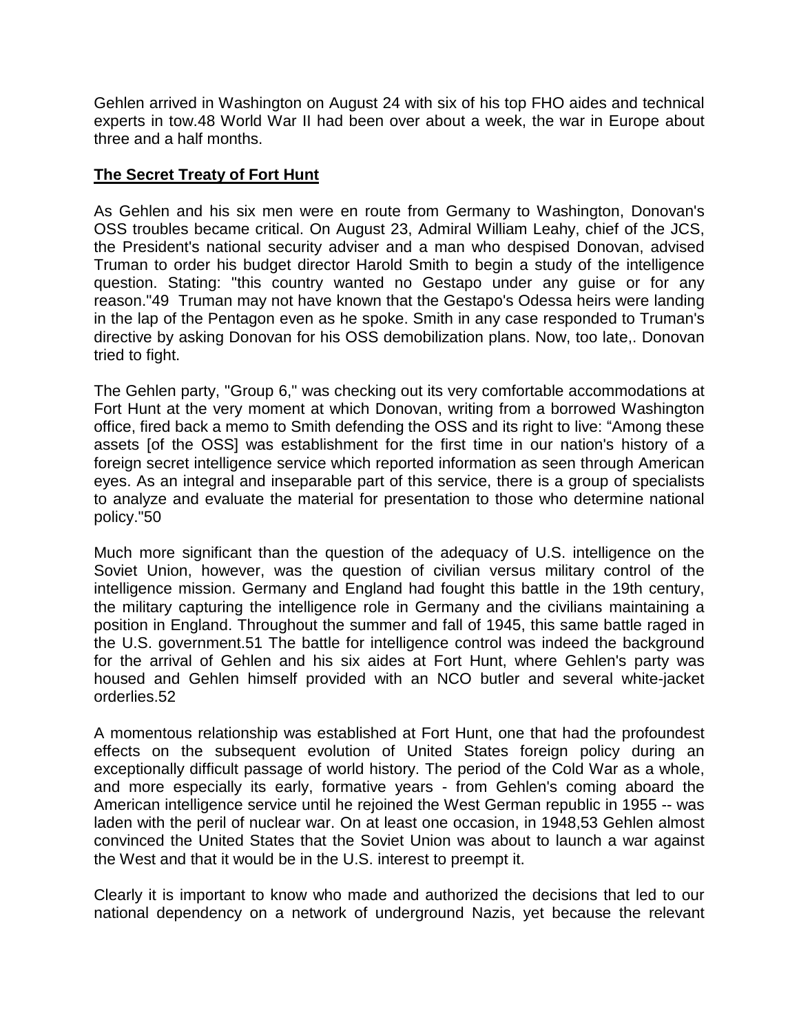Gehlen arrived in Washington on August 24 with six of his top FHO aides and technical experts in tow.48 World War II had been over about a week, the war in Europe about three and a half months.

## **The Secret Treaty of Fort Hunt**

As Gehlen and his six men were en route from Germany to Washington, Donovan's OSS troubles became critical. On August 23, Admiral William Leahy, chief of the JCS, the President's national security adviser and a man who despised Donovan, advised Truman to order his budget director Harold Smith to begin a study of the intelligence question. Stating: "this country wanted no Gestapo under any guise or for any reason."49 Truman may not have known that the Gestapo's Odessa heirs were landing in the lap of the Pentagon even as he spoke. Smith in any case responded to Truman's directive by asking Donovan for his OSS demobilization plans. Now, too late,. Donovan tried to fight.

The Gehlen party, "Group 6," was checking out its very comfortable accommodations at Fort Hunt at the very moment at which Donovan, writing from a borrowed Washington office, fired back a memo to Smith defending the OSS and its right to live: "Among these assets [of the OSS] was establishment for the first time in our nation's history of a foreign secret intelligence service which reported information as seen through American eyes. As an integral and inseparable part of this service, there is a group of specialists to analyze and evaluate the material for presentation to those who determine national policy."50

Much more significant than the question of the adequacy of U.S. intelligence on the Soviet Union, however, was the question of civilian versus military control of the intelligence mission. Germany and England had fought this battle in the 19th century, the military capturing the intelligence role in Germany and the civilians maintaining a position in England. Throughout the summer and fall of 1945, this same battle raged in the U.S. government.51 The battle for intelligence control was indeed the background for the arrival of Gehlen and his six aides at Fort Hunt, where Gehlen's party was housed and Gehlen himself provided with an NCO butler and several white-jacket orderlies.52

A momentous relationship was established at Fort Hunt, one that had the profoundest effects on the subsequent evolution of United States foreign policy during an exceptionally difficult passage of world history. The period of the Cold War as a whole, and more especially its early, formative years - from Gehlen's coming aboard the American intelligence service until he rejoined the West German republic in 1955 -- was laden with the peril of nuclear war. On at least one occasion, in 1948,53 Gehlen almost convinced the United States that the Soviet Union was about to launch a war against the West and that it would be in the U.S. interest to preempt it.

Clearly it is important to know who made and authorized the decisions that led to our national dependency on a network of underground Nazis, yet because the relevant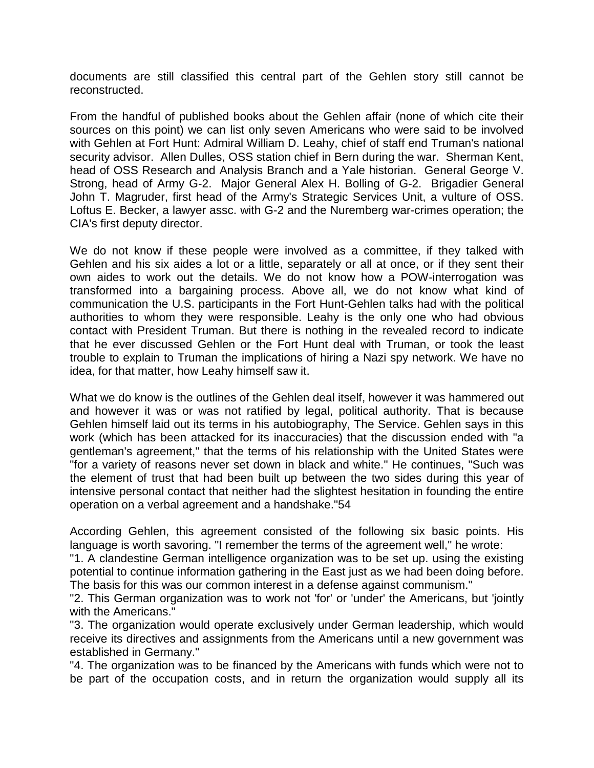documents are still classified this central part of the Gehlen story still cannot be reconstructed.

From the handful of published books about the Gehlen affair (none of which cite their sources on this point) we can list only seven Americans who were said to be involved with Gehlen at Fort Hunt: Admiral William D. Leahy, chief of staff end Truman's national security advisor. Allen Dulles, OSS station chief in Bern during the war. Sherman Kent, head of OSS Research and Analysis Branch and a Yale historian. General George V. Strong, head of Army G-2. Major General Alex H. Bolling of G-2. Brigadier General John T. Magruder, first head of the Army's Strategic Services Unit, a vulture of OSS. Loftus E. Becker, a lawyer assc. with G-2 and the Nuremberg war-crimes operation; the CIA's first deputy director.

We do not know if these people were involved as a committee, if they talked with Gehlen and his six aides a lot or a little, separately or all at once, or if they sent their own aides to work out the details. We do not know how a POW-interrogation was transformed into a bargaining process. Above all, we do not know what kind of communication the U.S. participants in the Fort Hunt-Gehlen talks had with the political authorities to whom they were responsible. Leahy is the only one who had obvious contact with President Truman. But there is nothing in the revealed record to indicate that he ever discussed Gehlen or the Fort Hunt deal with Truman, or took the least trouble to explain to Truman the implications of hiring a Nazi spy network. We have no idea, for that matter, how Leahy himself saw it.

What we do know is the outlines of the Gehlen deal itself, however it was hammered out and however it was or was not ratified by legal, political authority. That is because Gehlen himself laid out its terms in his autobiography, The Service. Gehlen says in this work (which has been attacked for its inaccuracies) that the discussion ended with "a gentleman's agreement," that the terms of his relationship with the United States were "for a variety of reasons never set down in black and white." He continues, "Such was the element of trust that had been built up between the two sides during this year of intensive personal contact that neither had the slightest hesitation in founding the entire operation on a verbal agreement and a handshake."54

According Gehlen, this agreement consisted of the following six basic points. His language is worth savoring. "I remember the terms of the agreement well," he wrote:

"1. A clandestine German intelligence organization was to be set up. using the existing potential to continue information gathering in the East just as we had been doing before. The basis for this was our common interest in a defense against communism."

"2. This German organization was to work not 'for' or 'under' the Americans, but 'jointly with the Americans."

"3. The organization would operate exclusively under German leadership, which would receive its directives and assignments from the Americans until a new government was established in Germany."

"4. The organization was to be financed by the Americans with funds which were not to be part of the occupation costs, and in return the organization would supply all its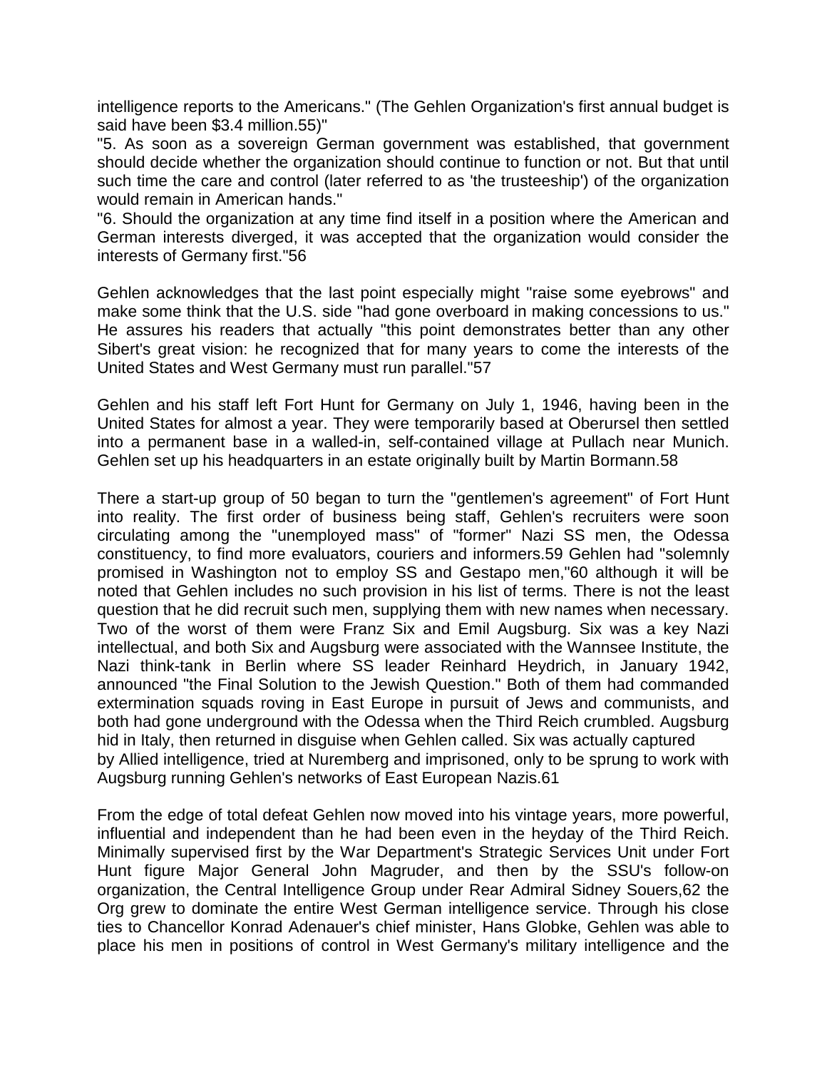intelligence reports to the Americans." (The Gehlen Organization's first annual budget is said have been $3.4 million.55)"

"5. As soon as a sovereign German government was established, that government should decide whether the organization should continue to function or not. But that until such time the care and control (later referred to as 'the trusteeship') of the organization would remain in American hands."

"6. Should the organization at any time find itself in a position where the American and German interests diverged, it was accepted that the organization would consider the interests of Germany first."56

Gehlen acknowledges that the last point especially might "raise some eyebrows" and make some think that the U.S. side "had gone overboard in making concessions to us." He assures his readers that actually "this point demonstrates better than any other Sibert's great vision: he recognized that for many years to come the interests of the United States and West Germany must run parallel."57

Gehlen and his staff left Fort Hunt for Germany on July 1, 1946, having been in the United States for almost a year. They were temporarily based at Oberursel then settled into a permanent base in a walled-in, self-contained village at Pullach near Munich. Gehlen set up his headquarters in an estate originally built by Martin Bormann.58

There a start-up group of 50 began to turn the "gentlemen's agreement" of Fort Hunt into reality. The first order of business being staff, Gehlen's recruiters were soon circulating among the "unemployed mass" of "former" Nazi SS men, the Odessa constituency, to find more evaluators, couriers and informers.59 Gehlen had "solemnly promised in Washington not to employ SS and Gestapo men,"60 although it will be noted that Gehlen includes no such provision in his list of terms. There is not the least question that he did recruit such men, supplying them with new names when necessary. Two of the worst of them were Franz Six and Emil Augsburg. Six was a key Nazi intellectual, and both Six and Augsburg were associated with the Wannsee Institute, the Nazi think-tank in Berlin where SS leader Reinhard Heydrich, in January 1942, announced "the Final Solution to the Jewish Question." Both of them had commanded extermination squads roving in East Europe in pursuit of Jews and communists, and both had gone underground with the Odessa when the Third Reich crumbled. Augsburg hid in Italy, then returned in disguise when Gehlen called. Six was actually captured by Allied intelligence, tried at Nuremberg and imprisoned, only to be sprung to work with Augsburg running Gehlen's networks of East European Nazis.61

From the edge of total defeat Gehlen now moved into his vintage years, more powerful, influential and independent than he had been even in the heyday of the Third Reich. Minimally supervised first by the War Department's Strategic Services Unit under Fort Hunt figure Major General John Magruder, and then by the SSU's follow-on organization, the Central Intelligence Group under Rear Admiral Sidney Souers,62 the Org grew to dominate the entire West German intelligence service. Through his close ties to Chancellor Konrad Adenauer's chief minister, Hans Globke, Gehlen was able to place his men in positions of control in West Germany's military intelligence and the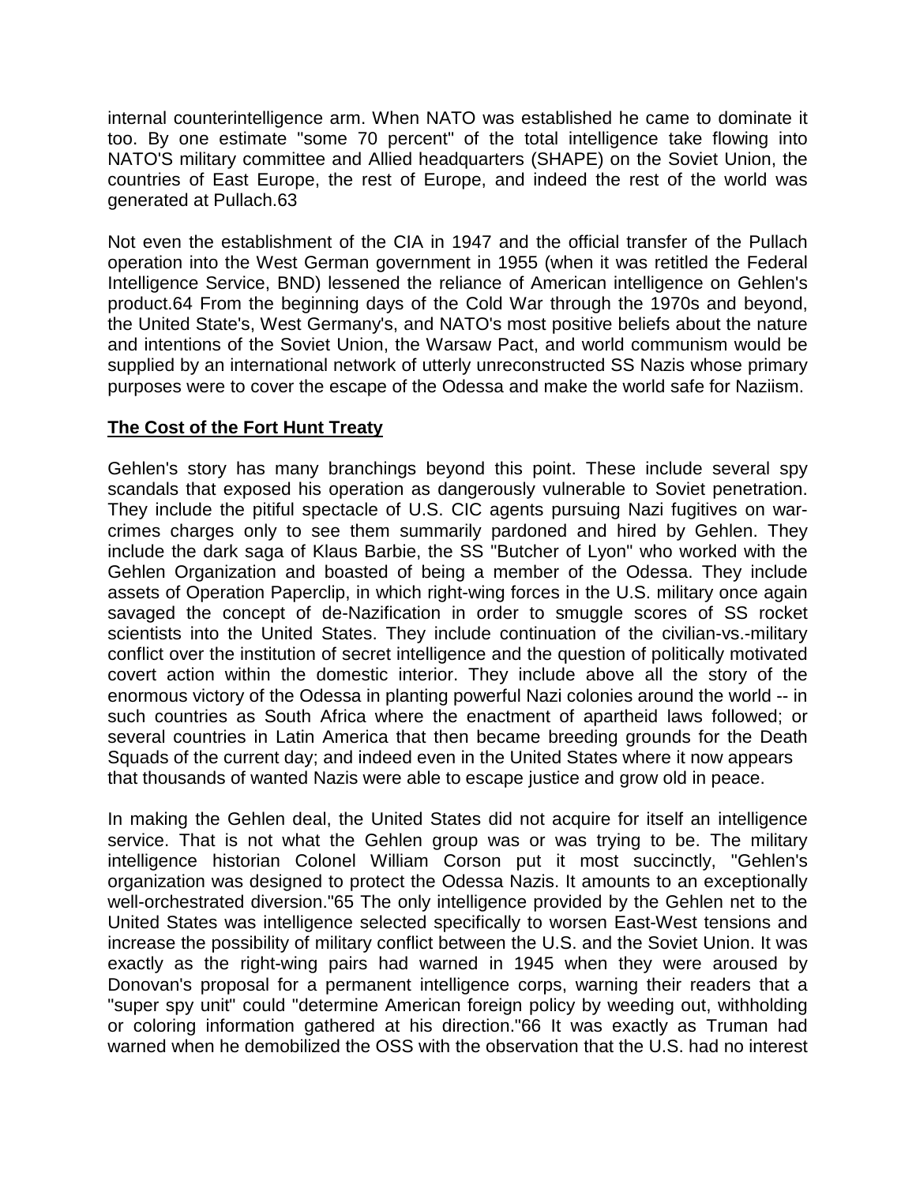internal counterintelligence arm. When NATO was established he came to dominate it too. By one estimate "some 70 percent" of the total intelligence take flowing into NATO'S military committee and Allied headquarters (SHAPE) on the Soviet Union, the countries of East Europe, the rest of Europe, and indeed the rest of the world was generated at Pullach.63

Not even the establishment of the CIA in 1947 and the official transfer of the Pullach operation into the West German government in 1955 (when it was retitled the Federal Intelligence Service, BND) lessened the reliance of American intelligence on Gehlen's product.64 From the beginning days of the Cold War through the 1970s and beyond, the United State's, West Germany's, and NATO's most positive beliefs about the nature and intentions of the Soviet Union, the Warsaw Pact, and world communism would be supplied by an international network of utterly unreconstructed SS Nazis whose primary purposes were to cover the escape of the Odessa and make the world safe for Naziism.

## The Cost of the Fort Hunt Treaty

Gehlen's story has many branchings beyond this point. These include several spy scandals that exposed his operation as dangerously vulnerable to Soviet penetration. They include the pitiful spectacle of U.S. CIC agents pursuing Nazi fugitives on war-crimes charges only to see them summarily pardoned and hired by Gehlen. They include the dark saga of Klaus Barbie, the SS "Butcher of Lyon" who worked with the Gehlen Organization and boasted of being a member of the Odessa. They include assets of Operation Paperclip, in which right-wing forces in the U.S. military once again savaged the concept of de-Nazification in order to smuggle scores of SS rocket scientists into the United States. They include continuation of the civilian-vs.-military conflict over the institution of secret intelligence and the question of politically motivated covert action within the domestic interior. They include above all the story of the enormous victory of the Odessa in planting powerful Nazi colonies around the world -- in such countries as South Africa where the enactment of apartheid laws followed; or several countries in Latin America that then became breeding grounds for the Death Squads of the current day; and indeed even in the United States where it now appears that thousands of wanted Nazis were able to escape justice and grow old in peace.

In making the Gehlen deal, the United States did not acquire for itself an intelligence service. That is not what the Gehlen group was or was trying to be. The military intelligence historian Colonel William Corson put it most succinctly, "Gehlen's organization was designed to protect the Odessa Nazis. It amounts to an exceptionally well-orchestrated diversion."65 The only intelligence provided by the Gehlen net to the United States was intelligence selected specifically to worsen East-West tensions and increase the possibility of military conflict between the U.S. and the Soviet Union. It was exactly as the right-wing pairs had warned in 1945 when they were aroused by Donovan's proposal for a permanent intelligence corps, warning their readers that a "super spy unit" could "determine American foreign policy by weeding out, withholding or coloring information gathered at his direction."66 It was exactly as Truman had warned when he demobilized the OSS with the observation that the U.S. had no interest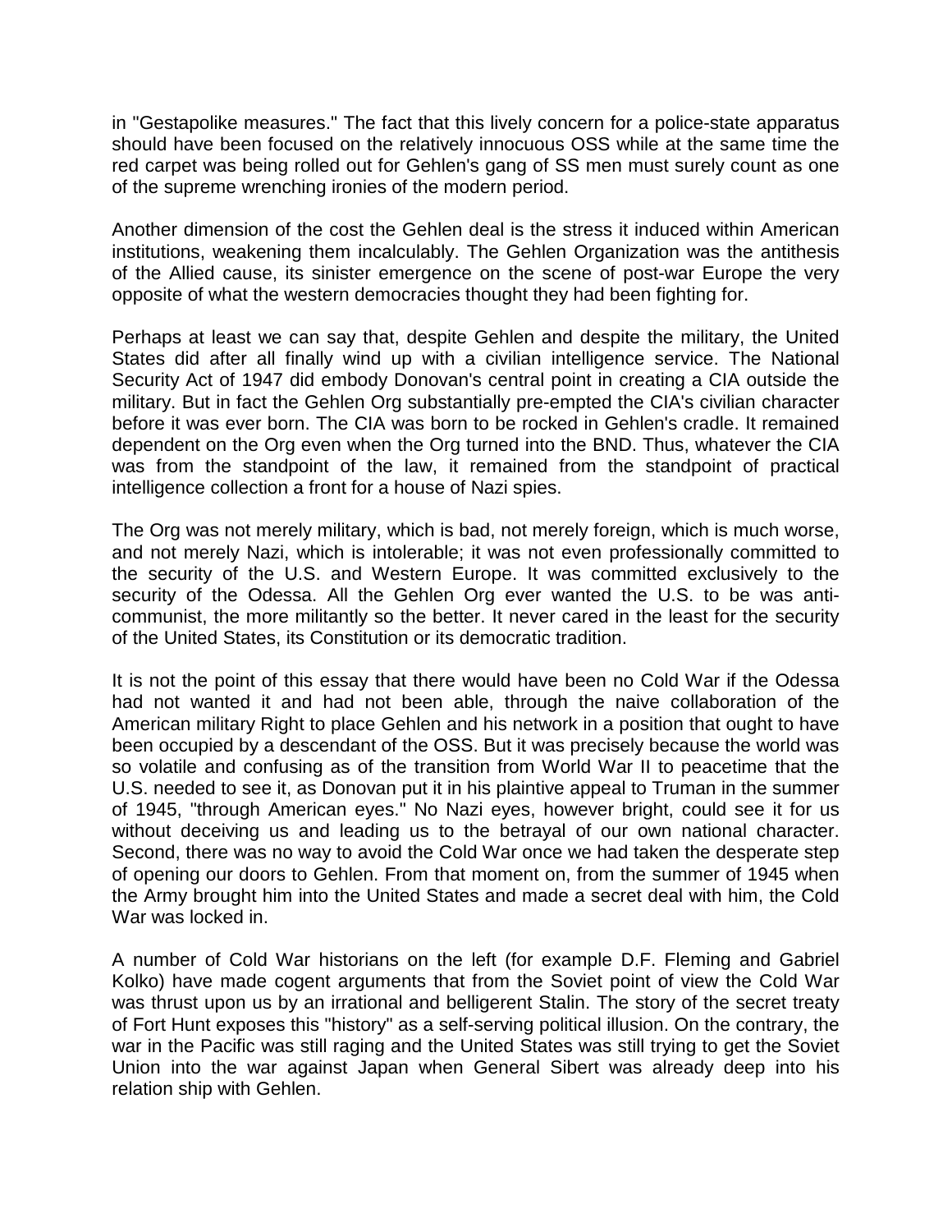in "Gestapolike measures." The fact that this lively concern for a police-state apparatus should have been focused on the relatively innocuous OSS while at the same time the red carpet was being rolled out for Gehlen's gang of SS men must surely count as one of the supreme wrenching ironies of the modern period.

Another dimension of the cost the Gehlen deal is the stress it induced within American institutions, weakening them incalculably. The Gehlen Organization was the antithesis of the Allied cause, its sinister emergence on the scene of post-war Europe the very opposite of what the western democracies thought they had been fighting for.

Perhaps at least we can say that, despite Gehlen and despite the military, the United States did after all finally wind up with a civilian intelligence service. The National Security Act of 1947 did embody Donovan's central point in creating a CIA outside the military. But in fact the Gehlen Org substantially pre-empted the CIA's civilian character before it was ever born. The CIA was born to be rocked in Gehlen's cradle. It remained dependent on the Org even when the Org turned into the BND. Thus, whatever the CIA was from the standpoint of the law, it remained from the standpoint of practical intelligence collection a front for a house of Nazi spies.

The Org was not merely military, which is bad, not merely foreign, which is much worse, and not merely Nazi, which is intolerable; it was not even professionally committed to the security of the U.S. and Western Europe. It was committed exclusively to the security of the Odessa. All the Gehlen Org ever wanted the U.S. to be was anti-communist, the more militantly so the better. It never cared in the least for the security of the United States, its Constitution or its democratic tradition.

It is not the point of this essay that there would have been no Cold War if the Odessa had not wanted it and had not been able, through the naive collaboration of the American military Right to place Gehlen and his network in a position that ought to have been occupied by a descendant of the OSS. But it was precisely because the world was so volatile and confusing as of the transition from World War II to peacetime that the U.S. needed to see it, as Donovan put it in his plaintive appeal to Truman in the summer of 1945, "through American eyes." No Nazi eyes, however bright, could see it for us without deceiving us and leading us to the betrayal of our own national character. Second, there was no way to avoid the Cold War once we had taken the desperate step of opening our doors to Gehlen. From that moment on, from the summer of 1945 when the Army brought him into the United States and made a secret deal with him, the Cold War was locked in.

A number of Cold War historians on the left (for example D.F. Fleming and Gabriel Kolko) have made cogent arguments that from the Soviet point of view the Cold War was thrust upon us by an irrational and belligerent Stalin. The story of the secret treaty of Fort Hunt exposes this "history" as a self-serving political illusion. On the contrary, the war in the Pacific was still raging and the United States was still trying to get the Soviet Union into the war against Japan when General Sibert was already deep into his relation ship with Gehlen.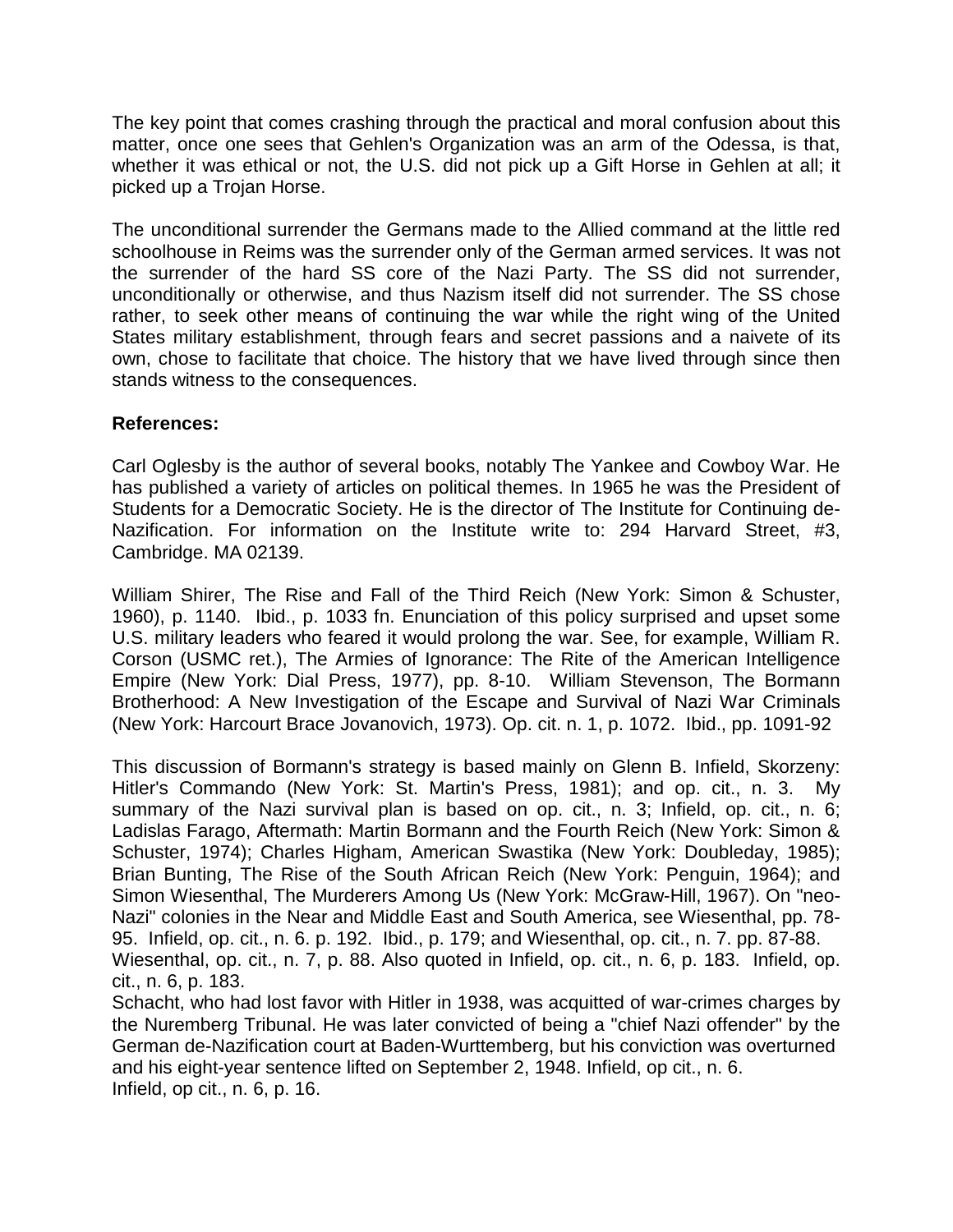The key point that comes crashing through the practical and moral confusion about this matter, once one sees that Gehlen's Organization was an arm of the Odessa, is that, whether it was ethical or not, the U.S. did not pick up a Gift Horse in Gehlen at all; it picked up a Trojan Horse.

The unconditional surrender the Germans made to the Allied command at the little red schoolhouse in Reims was the surrender only of the German armed services. It was not the surrender of the hard SS core of the Nazi Party. The SS did not surrender, unconditionally or otherwise, and thus Nazism itself did not surrender. The SS chose rather, to seek other means of continuing the war while the right wing of the United States military establishment, through fears and secret passions and a naivete of its own, chose to facilitate that choice. The history that we have lived through since then stands witness to the consequences.

**References:**

Carl Oglesby is the author of several books, notably The Yankee and Cowboy War. He has published a variety of articles on political themes. In 1965 he was the President of Students for a Democratic Society. He is the director of The Institute for Continuing de-Nazification. For information on the Institute write to: 294 Harvard Street, #3, Cambridge. MA 02139.

William Shirer, The Rise and Fall of the Third Reich (New York: Simon & Schuster, 1960), p. 1140. Ibid., p. 1033 fn. Enunciation of this policy surprised and upset some U.S. military leaders who feared it would prolong the war. See, for example, William R. Corson (USMC ret.), The Armies of Ignorance: The Rite of the American Intelligence Empire (New York: Dial Press, 1977), pp. 8-10. William Stevenson, The Bormann Brotherhood: A New Investigation of the Escape and Survival of Nazi War Criminals (New York: Harcourt Brace Jovanovich, 1973). Op. cit. n. 1, p. 1072. Ibid., pp. 1091-92

This discussion of Bormann's strategy is based mainly on Glenn B. Infield, Skorzeny: Hitler's Commando (New York: St. Martin's Press, 1981); and op. cit., n. 3. My summary of the Nazi survival plan is based on op. cit., n. 3; Infield, op. cit., n. 6; Ladislas Farago, Aftermath: Martin Bormann and the Fourth Reich (New York: Simon & Schuster, 1974); Charles Higham, American Swastika (New York: Doubleday, 1985); Brian Bunting, The Rise of the South African Reich (New York: Penguin, 1964); and Simon Wiesenthal, The Murderers Among Us (New York: McGraw-Hill, 1967). On "neo-Nazi" colonies in the Near and Middle East and South America, see Wiesenthal, pp. 78-95. Infield, op. cit., n. 6. p. 192. Ibid., p. 179; and Wiesenthal, op. cit., n. 7. pp. 87-88. Wiesenthal, op. cit., n. 7, p. 88. Also quoted in Infield, op. cit., n. 6, p. 183. Infield, op. cit., n. 6, p. 183.

Schacht, who had lost favor with Hitler in 1938, was acquitted of war-crimes charges by the Nuremberg Tribunal. He was later convicted of being a "chief Nazi offender" by the German de-Nazification court at Baden-Wurttemberg, but his conviction was overturned and his eight-year sentence lifted on September 2, 1948. Infield, op cit., n. 6.
Infield, op cit., n. 6, p. 16.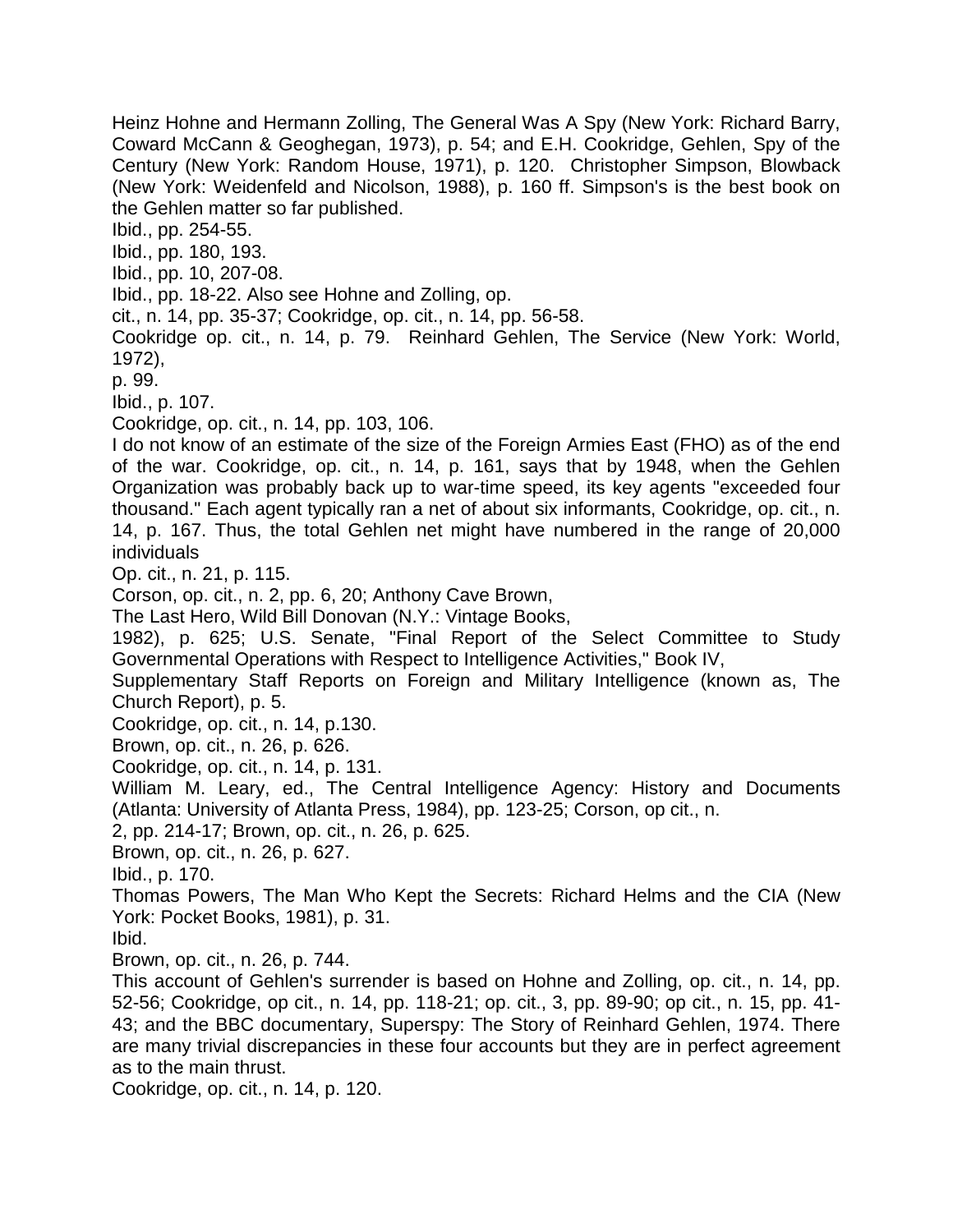Heinz Hohne and Hermann Zolling, The General Was A Spy (New York: Richard Barry, Coward McCann & Geoghegan, 1973), p. 54; and E.H. Cookridge, Gehlen, Spy of the Century (New York: Random House, 1971), p. 120. Christopher Simpson, Blowback (New York: Weidenfeld and Nicolson, 1988), p. 160 ff. Simpson's is the best book on the Gehlen matter so far published.

Ibid., pp. 254-55.

Ibid., pp. 180, 193.

Ibid., pp. 10, 207-08.

Ibid., pp. 18-22. Also see Hohne and Zolling, op. cit., n. 14, pp. 35-37; Cookridge, op. cit., n. 14, pp. 56-58.

Cookridge op. cit., n. 14, p. 79. Reinhard Gehlen, The Service (New York: World, 1972), p. 99.

Ibid., p. 107.

Cookridge, op. cit., n. 14, pp. 103, 106.

I do not know of an estimate of the size of the Foreign Armies East (FHO) as of the end of the war. Cookridge, op. cit., n. 14, p. 161, says that by 1948, when the Gehlen Organization was probably back up to war-time speed, its key agents "exceeded four thousand." Each agent typically ran a net of about six informants, Cookridge, op. cit., n. 14, p. 167. Thus, the total Gehlen net might have numbered in the range of 20,000 individuals

Op. cit., n. 21, p. 115.

Corson, op. cit., n. 2, pp. 6, 20; Anthony Cave Brown, The Last Hero, Wild Bill Donovan (N.Y.: Vintage Books, 1982), p. 625; U.S. Senate, "Final Report of the Select Committee to Study Governmental Operations with Respect to Intelligence Activities," Book IV, Supplementary Staff Reports on Foreign and Military Intelligence (known as, The Church Report), p. 5.

Cookridge, op. cit., n. 14, p.130.

Brown, op. cit., n. 26, p. 626.

Cookridge, op. cit., n. 14, p. 131.

William M. Leary, ed., The Central Intelligence Agency: History and Documents (Atlanta: University of Atlanta Press, 1984), pp. 123-25; Corson, op cit., n. 2, pp. 214-17; Brown, op. cit., n. 26, p. 625.

Brown, op. cit., n. 26, p. 627.

Ibid., p. 170.

Thomas Powers, The Man Who Kept the Secrets: Richard Helms and the CIA (New York: Pocket Books, 1981), p. 31.

Ibid.

Brown, op. cit., n. 26, p. 744.

This account of Gehlen's surrender is based on Hohne and Zolling, op. cit., n. 14, pp. 52-56; Cookridge, op cit., n. 14, pp. 118-21; op. cit., 3, pp. 89-90; op cit., n. 15, pp. 41-43; and the BBC documentary, Superspy: The Story of Reinhard Gehlen, 1974. There are many trivial discrepancies in these four accounts but they are in perfect agreement as to the main thrust.

Cookridge, op. cit., n. 14, p. 120.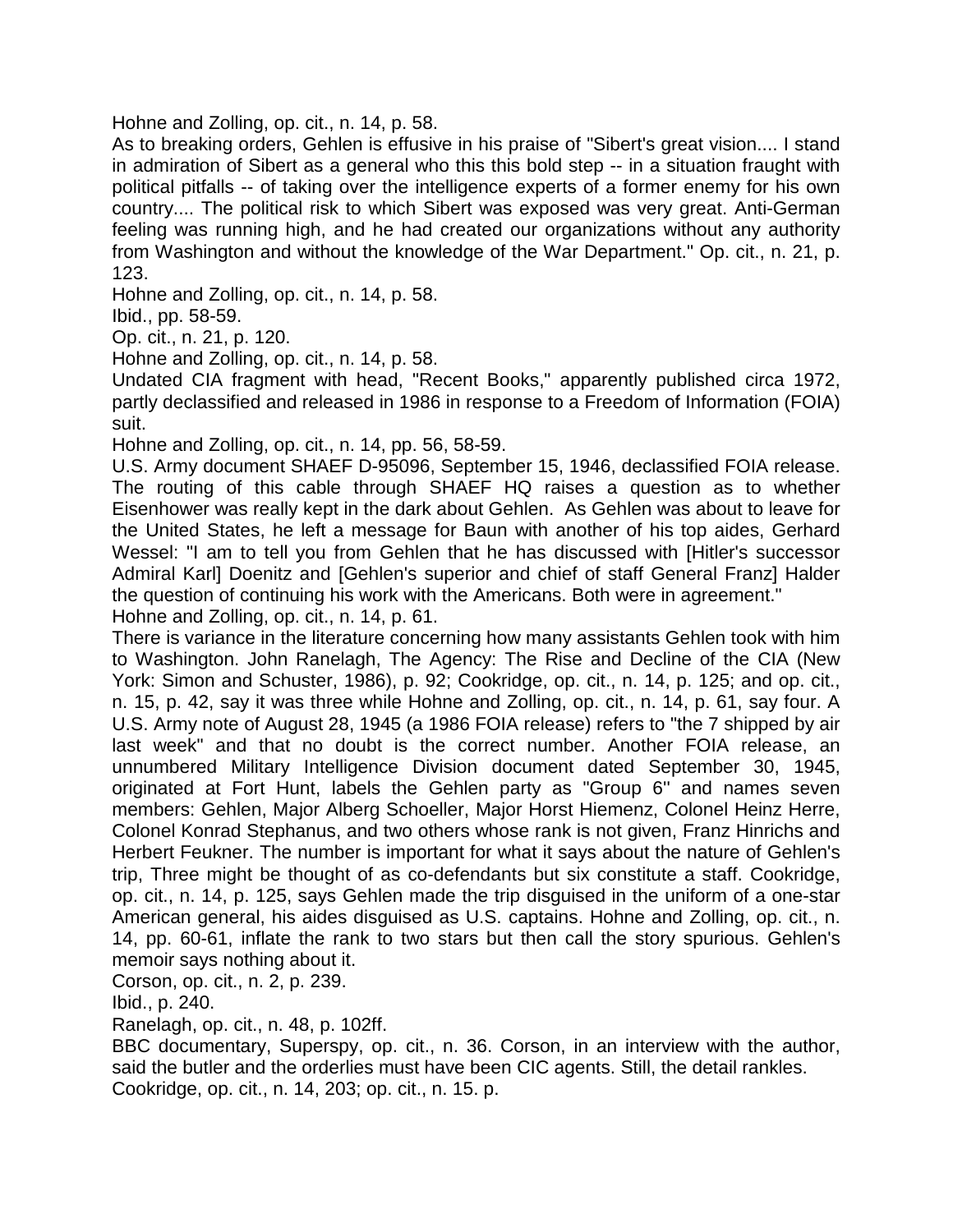Hohne and Zolling, op. cit., n. 14, p. 58.

As to breaking orders, Gehlen is effusive in his praise of "Sibert's great vision.... I stand in admiration of Sibert as a general who this this bold step -- in a situation fraught with political pitfalls -- of taking over the intelligence experts of a former enemy for his own country.... The political risk to which Sibert was exposed was very great. Anti-German feeling was running high, and he had created our organizations without any authority from Washington and without the knowledge of the War Department." Op. cit., n. 21, p. 123.

Hohne and Zolling, op. cit., n. 14, p. 58.

Ibid., pp. 58-59.

Op. cit., n. 21, p. 120.

Hohne and Zolling, op. cit., n. 14, p. 58.

Undated CIA fragment with head, "Recent Books," apparently published circa 1972, partly declassified and released in 1986 in response to a Freedom of Information (FOIA) suit.

Hohne and Zolling, op. cit., n. 14, pp. 56, 58-59.

U.S. Army document SHAEF D-95096, September 15, 1946, declassified FOIA release. The routing of this cable through SHAEF HQ raises a question as to whether Eisenhower was really kept in the dark about Gehlen. As Gehlen was about to leave for the United States, he left a message for Baun with another of his top aides, Gerhard Wessel: "I am to tell you from Gehlen that he has discussed with [Hitler's successor Admiral Karl] Doenitz and [Gehlen's superior and chief of staff General Franz] Halder the question of continuing his work with the Americans. Both were in agreement."

Hohne and Zolling, op. cit., n. 14, p. 61.

There is variance in the literature concerning how many assistants Gehlen took with him to Washington. John Ranelagh, The Agency: The Rise and Decline of the CIA (New York: Simon and Schuster, 1986), p. 92; Cookridge, op. cit., n. 14, p. 125; and op. cit., n. 15, p. 42, say it was three while Hohne and Zolling, op. cit., n. 14, p. 61, say four. A U.S. Army note of August 28, 1945 (a 1986 FOIA release) refers to "the 7 shipped by air last week" and that no doubt is the correct number. Another FOIA release, an unnumbered Military Intelligence Division document dated September 30, 1945, originated at Fort Hunt, labels the Gehlen party as "Group 6" and names seven members: Gehlen, Major Alberg Schoeller, Major Horst Hiemenz, Colonel Heinz Herre, Colonel Konrad Stephanus, and two others whose rank is not given, Franz Hinrichs and Herbert Feukner. The number is important for what it says about the nature of Gehlen's trip, Three might be thought of as co-defendants but six constitute a staff. Cookridge, op. cit., n. 14, p. 125, says Gehlen made the trip disguised in the uniform of a one-star American general, his aides disguised as U.S. captains. Hohne and Zolling, op. cit., n. 14, pp. 60-61, inflate the rank to two stars but then call the story spurious. Gehlen's memoir says nothing about it.

Corson, op. cit., n. 2, p. 239.

Ibid., p. 240.

Ranelagh, op. cit., n. 48, p. 102ff.

BBC documentary, Superspy, op. cit., n. 36. Corson, in an interview with the author, said the butler and the orderlies must have been CIC agents. Still, the detail rankles.

Cookridge, op. cit., n. 14, 203; op. cit., n. 15. p.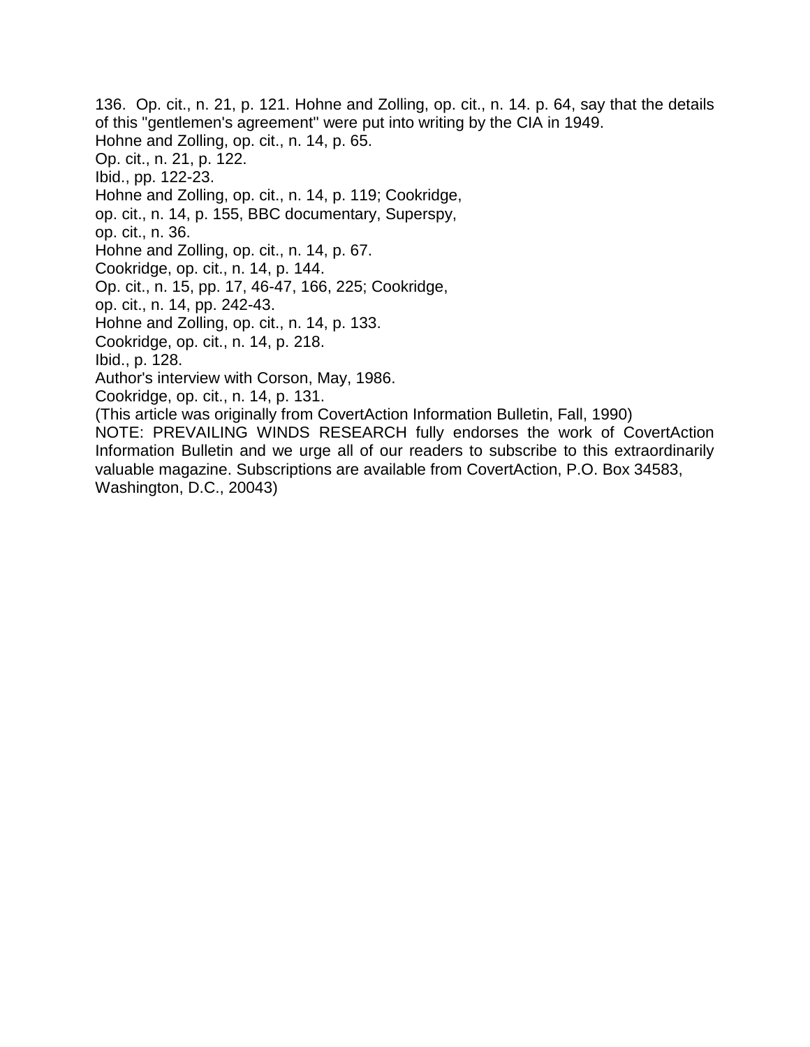136. Op. cit., n. 21, p. 121. Hohne and Zolling, op. cit., n. 14. p. 64, say that the details of this "gentlemen's agreement" were put into writing by the CIA in 1949.

Hohne and Zolling, op. cit., n. 14, p. 65.

Op. cit., n. 21, p. 122.

Ibid., pp. 122-23.

Hohne and Zolling, op. cit., n. 14, p. 119; Cookridge, op. cit., n. 14, p. 155, BBC documentary, Superspy, op. cit., n. 36.

Hohne and Zolling, op. cit., n. 14, p. 67.

Cookridge, op. cit., n. 14, p. 144.

Op. cit., n. 15, pp. 17, 46-47, 166, 225; Cookridge, op. cit., n. 14, pp. 242-43.

Hohne and Zolling, op. cit., n. 14, p. 133.

Cookridge, op. cit., n. 14, p. 218.

Ibid., p. 128.

Author's interview with Corson, May, 1986.

Cookridge, op. cit., n. 14, p. 131.

(This article was originally from CovertAction Information Bulletin, Fall, 1990)

NOTE: PREVAILING WINDS RESEARCH fully endorses the work of CovertAction Information Bulletin and we urge all of our readers to subscribe to this extraordinarily valuable magazine. Subscriptions are available from CovertAction, P.O. Box 34583, Washington, D.C., 20043)